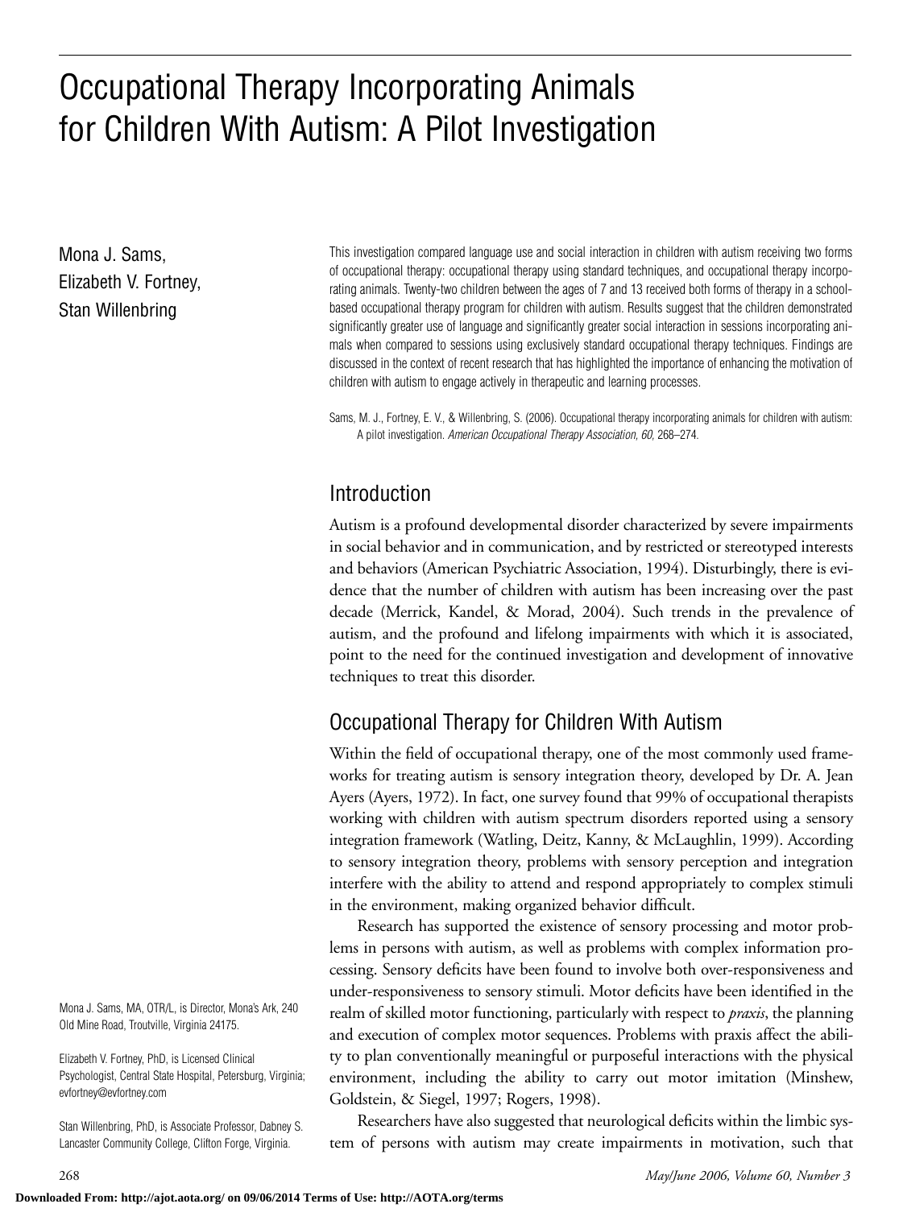# Occupational Therapy Incorporating Animals for Children With Autism: A Pilot Investigation

Mona J. Sams, Elizabeth V. Fortney, Stan Willenbring

This investigation compared language use and social interaction in children with autism receiving two forms of occupational therapy: occupational therapy using standard techniques, and occupational therapy incorporating animals. Twenty-two children between the ages of 7 and 13 received both forms of therapy in a school-based occupational therapy program for children with autism. Results suggest that the children demonstrated significantly greater use of language and significantly greater social interaction in sessions incorporating animals when compared to sessions using exclusively standard occupational therapy techniques. Findings are discussed in the context of recent research that has highlighted the importance of enhancing the motivation of children with autism to engage actively in therapeutic and learning processes.

Sams, M. J., Fortney, E. V., & Willenbring, S. (2006). Occupational therapy incorporating animals for children with autism: A pilot investigation. *American Occupational Therapy Association, 60,* 268–274.

## Introduction

Autism is a profound developmental disorder characterized by severe impairments in social behavior and in communication, and by restricted or stereotyped interests and behaviors (American Psychiatric Association, 1994). Disturbingly, there is evidence that the number of children with autism has been increasing over the past decade (Merrick, Kandel, & Morad, 2004). Such trends in the prevalence of autism, and the profound and lifelong impairments with which it is associated, point to the need for the continued investigation and development of innovative techniques to treat this disorder.

## Occupational Therapy for Children With Autism

Within the field of occupational therapy, one of the most commonly used frameworks for treating autism is sensory integration theory, developed by Dr. A. Jean Ayers (Ayers, 1972). In fact, one survey found that 99% of occupational therapists working with children with autism spectrum disorders reported using a sensory integration framework (Watling, Deitz, Kanny, & McLaughlin, 1999). According to sensory integration theory, problems with sensory perception and integration interfere with the ability to attend and respond appropriately to complex stimuli in the environment, making organized behavior difficult.

Research has supported the existence of sensory processing and motor problems in persons with autism, as well as problems with complex information processing. Sensory deficits have been found to involve both over-responsiveness and under-responsiveness to sensory stimuli. Motor deficits have been identified in the realm of skilled motor functioning, particularly with respect to *praxis*, the planning and execution of complex motor sequences. Problems with praxis affect the ability to plan conventionally meaningful or purposeful interactions with the physical environment, including the ability to carry out motor imitation (Minshew, Goldstein, & Siegel, 1997; Rogers, 1998).

Researchers have also suggested that neurological deficits within the limbic system of persons with autism may create impairments in motivation, such that

Mona J. Sams, MA, OTR/L, is Director, Mona's Ark, 240 Old Mine Road, Troutville, Virginia 24175.

Elizabeth V. Fortney, PhD, is Licensed Clinical Psychologist, Central State Hospital, Petersburg, Virginia; evfortney@evfortney.com

Stan Willenbring, PhD, is Associate Professor, Dabney S. Lancaster Community College, Clifton Forge, Virginia.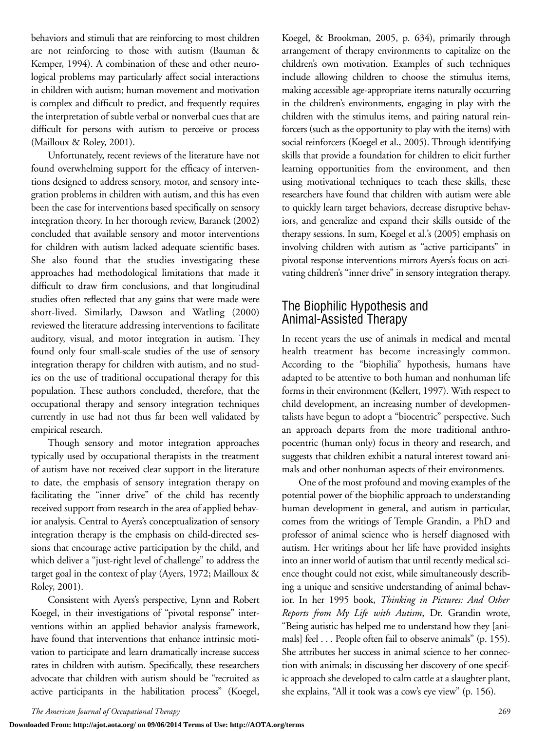behaviors and stimuli that are reinforcing to most children are not reinforcing to those with autism (Bauman & Kemper, 1994). A combination of these and other neurological problems may particularly affect social interactions in children with autism; human movement and motivation is complex and difficult to predict, and frequently requires the interpretation of subtle verbal or nonverbal cues that are difficult for persons with autism to perceive or process (Mailloux & Roley, 2001).

Unfortunately, recent reviews of the literature have not found overwhelming support for the efficacy of interventions designed to address sensory, motor, and sensory integration problems in children with autism, and this has even been the case for interventions based specifically on sensory integration theory. In her thorough review, Baranek (2002) concluded that available sensory and motor interventions for children with autism lacked adequate scientific bases. She also found that the studies investigating these approaches had methodological limitations that made it difficult to draw firm conclusions, and that longitudinal studies often reflected that any gains that were made were short-lived. Similarly, Dawson and Watling (2000) reviewed the literature addressing interventions to facilitate auditory, visual, and motor integration in autism. They found only four small-scale studies of the use of sensory integration therapy for children with autism, and no studies on the use of traditional occupational therapy for this population. These authors concluded, therefore, that the occupational therapy and sensory integration techniques currently in use had not thus far been well validated by empirical research.

Though sensory and motor integration approaches typically used by occupational therapists in the treatment of autism have not received clear support in the literature to date, the emphasis of sensory integration therapy on facilitating the "inner drive" of the child has recently received support from research in the area of applied behavior analysis. Central to Ayers's conceptualization of sensory integration therapy is the emphasis on child-directed sessions that encourage active participation by the child, and which deliver a "just-right level of challenge" to address the target goal in the context of play (Ayers, 1972; Mailloux & Roley, 2001).

Consistent with Ayers's perspective, Lynn and Robert Koegel, in their investigations of "pivotal response" interventions within an applied behavior analysis framework, have found that interventions that enhance intrinsic motivation to participate and learn dramatically increase success rates in children with autism. Specifically, these researchers advocate that children with autism should be "recruited as active participants in the habilitation process" (Koegel, Koegel, & Brookman, 2005, p. 634), primarily through arrangement of therapy environments to capitalize on the children's own motivation. Examples of such techniques include allowing children to choose the stimulus items, making accessible age-appropriate items naturally occurring in the children's environments, engaging in play with the children with the stimulus items, and pairing natural reinforcers (such as the opportunity to play with the items) with social reinforcers (Koegel et al., 2005). Through identifying skills that provide a foundation for children to elicit further learning opportunities from the environment, and then using motivational techniques to teach these skills, these researchers have found that children with autism were able to quickly learn target behaviors, decrease disruptive behaviors, and generalize and expand their skills outside of the therapy sessions. In sum, Koegel et al.'s (2005) emphasis on involving children with autism as "active participants" in pivotal response interventions mirrors Ayers's focus on activating children's "inner drive" in sensory integration therapy.

## The Biophilic Hypothesis and Animal-Assisted Therapy

In recent years the use of animals in medical and mental health treatment has become increasingly common. According to the "biophilia" hypothesis, humans have adapted to be attentive to both human and nonhuman life forms in their environment (Kellert, 1997). With respect to child development, an increasing number of developmentalists have begun to adopt a "biocentric" perspective. Such an approach departs from the more traditional anthropocentric (human only) focus in theory and research, and suggests that children exhibit a natural interest toward animals and other nonhuman aspects of their environments.

One of the most profound and moving examples of the potential power of the biophilic approach to understanding human development in general, and autism in particular, comes from the writings of Temple Grandin, a PhD and professor of animal science who is herself diagnosed with autism. Her writings about her life have provided insights into an inner world of autism that until recently medical science thought could not exist, while simultaneously describing a unique and sensitive understanding of animal behavior. In her 1995 book, *Thinking in Pictures: And Other Reports from My Life with Autism*, Dr. Grandin wrote, "Being autistic has helped me to understand how they [animals] feel . . . People often fail to observe animals" (p. 155). She attributes her success in animal science to her connection with animals; in discussing her discovery of one specific approach she developed to calm cattle at a slaughter plant, she explains, "All it took was a cow's eye view" (p. 156).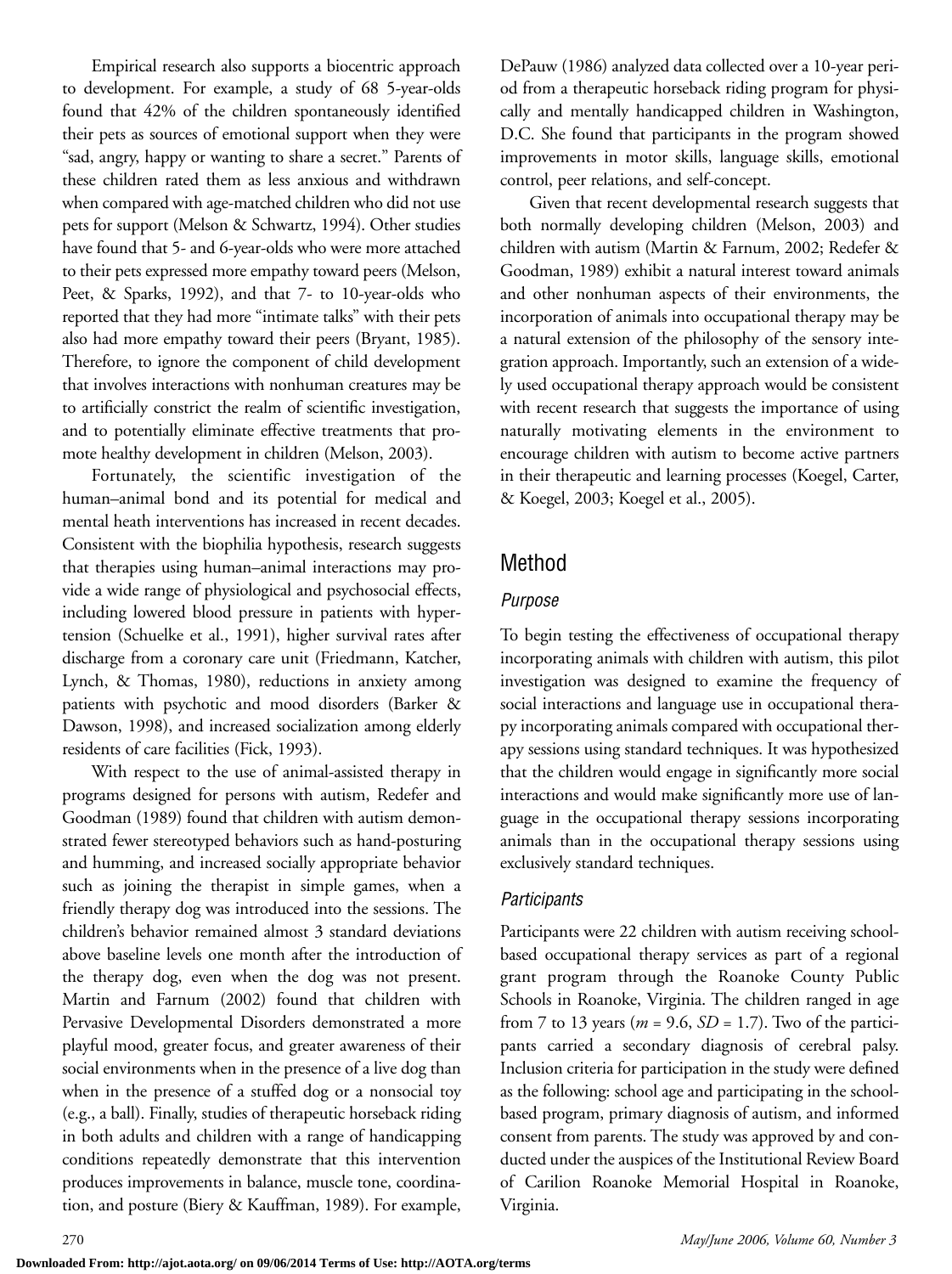Empirical research also supports a biocentric approach to development. For example, a study of 68 5-year-olds found that 42% of the children spontaneously identified their pets as sources of emotional support when they were "sad, angry, happy or wanting to share a secret." Parents of these children rated them as less anxious and withdrawn when compared with age-matched children who did not use pets for support (Melson & Schwartz, 1994). Other studies have found that 5- and 6-year-olds who were more attached to their pets expressed more empathy toward peers (Melson, Peet, & Sparks, 1992), and that 7- to 10-year-olds who reported that they had more "intimate talks" with their pets also had more empathy toward their peers (Bryant, 1985). Therefore, to ignore the component of child development that involves interactions with nonhuman creatures may be to artificially constrict the realm of scientific investigation, and to potentially eliminate effective treatments that promote healthy development in children (Melson, 2003).

Fortunately, the scientific investigation of the human–animal bond and its potential for medical and mental heath interventions has increased in recent decades. Consistent with the biophilia hypothesis, research suggests that therapies using human–animal interactions may provide a wide range of physiological and psychosocial effects, including lowered blood pressure in patients with hypertension (Schuelke et al., 1991), higher survival rates after discharge from a coronary care unit (Friedmann, Katcher, Lynch, & Thomas, 1980), reductions in anxiety among patients with psychotic and mood disorders (Barker & Dawson, 1998), and increased socialization among elderly residents of care facilities (Fick, 1993).

With respect to the use of animal-assisted therapy in programs designed for persons with autism, Redefer and Goodman (1989) found that children with autism demonstrated fewer stereotyped behaviors such as hand-posturing and humming, and increased socially appropriate behavior such as joining the therapist in simple games, when a friendly therapy dog was introduced into the sessions. The children's behavior remained almost 3 standard deviations above baseline levels one month after the introduction of the therapy dog, even when the dog was not present. Martin and Farnum (2002) found that children with Pervasive Developmental Disorders demonstrated a more playful mood, greater focus, and greater awareness of their social environments when in the presence of a live dog than when in the presence of a stuffed dog or a nonsocial toy (e.g., a ball). Finally, studies of therapeutic horseback riding in both adults and children with a range of handicapping conditions repeatedly demonstrate that this intervention produces improvements in balance, muscle tone, coordination, and posture (Biery & Kauffman, 1989). For example, DePauw (1986) analyzed data collected over a 10-year period from a therapeutic horseback riding program for physically and mentally handicapped children in Washington, D.C. She found that participants in the program showed improvements in motor skills, language skills, emotional control, peer relations, and self-concept.

Given that recent developmental research suggests that both normally developing children (Melson, 2003) and children with autism (Martin & Farnum, 2002; Redefer & Goodman, 1989) exhibit a natural interest toward animals and other nonhuman aspects of their environments, the incorporation of animals into occupational therapy may be a natural extension of the philosophy of the sensory integration approach. Importantly, such an extension of a widely used occupational therapy approach would be consistent with recent research that suggests the importance of using naturally motivating elements in the environment to encourage children with autism to become active partners in their therapeutic and learning processes (Koegel, Carter, & Koegel, 2003; Koegel et al., 2005).

## Method

### Purpose

To begin testing the effectiveness of occupational therapy incorporating animals with children with autism, this pilot investigation was designed to examine the frequency of social interactions and language use in occupational therapy incorporating animals compared with occupational therapy sessions using standard techniques. It was hypothesized that the children would engage in significantly more social interactions and would make significantly more use of language in the occupational therapy sessions incorporating animals than in the occupational therapy sessions using exclusively standard techniques.

### Participants

Participants were 22 children with autism receiving school-based occupational therapy services as part of a regional grant program through the Roanoke County Public Schools in Roanoke, Virginia. The children ranged in age from 7 to 13 years ($m = 9.6$, $SD = 1.7$). Two of the participants carried a secondary diagnosis of cerebral palsy. Inclusion criteria for participation in the study were defined as the following: school age and participating in the school-based program, primary diagnosis of autism, and informed consent from parents. The study was approved by and conducted under the auspices of the Institutional Review Board of Carilion Roanoke Memorial Hospital in Roanoke, Virginia.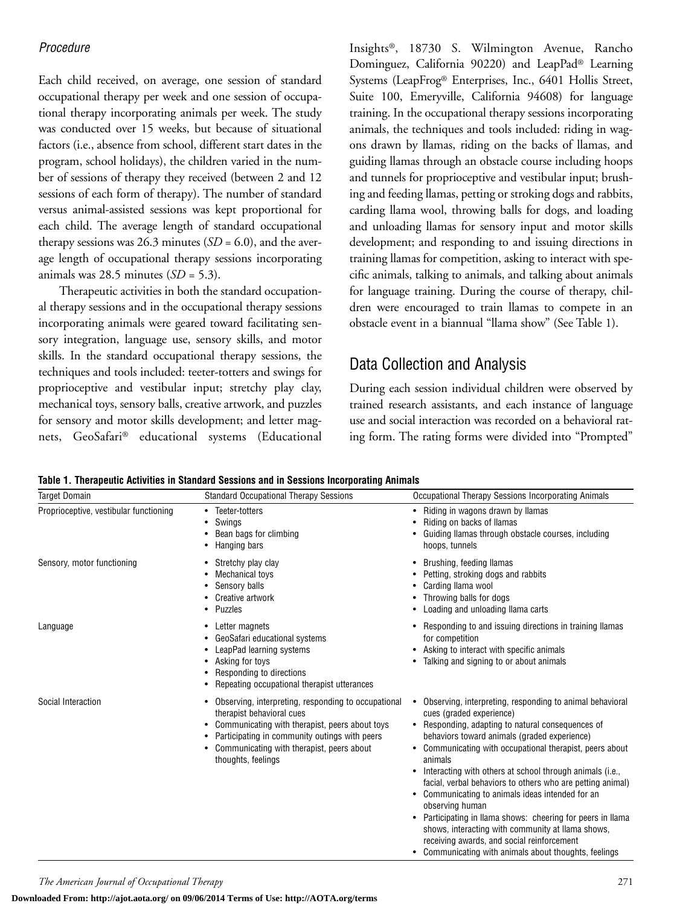### *Procedure*

Each child received, on average, one session of standard occupational therapy per week and one session of occupational therapy incorporating animals per week. The study was conducted over 15 weeks, but because of situational factors (i.e., absence from school, different start dates in the program, school holidays), the children varied in the number of sessions of therapy they received (between 2 and 12 sessions of each form of therapy). The number of standard versus animal-assisted sessions was kept proportional for each child. The average length of standard occupational therapy sessions was 26.3 minutes ($SD$ = 6.0), and the average length of occupational therapy sessions incorporating animals was 28.5 minutes ($SD$ = 5.3).

Therapeutic activities in both the standard occupational therapy sessions and in the occupational therapy sessions incorporating animals were geared toward facilitating sensory integration, language use, sensory skills, and motor skills. In the standard occupational therapy sessions, the techniques and tools included: teeter-totters and swings for proprioceptive and vestibular input; stretchy play clay, mechanical toys, sensory balls, creative artwork, and puzzles for sensory and motor skills development; and letter magnets, GeoSafari® educational systems (Educational Insights®, 18730 S. Wilmington Avenue, Rancho Dominguez, California 90220) and LeapPad® Learning Systems (LeapFrog® Enterprises, Inc., 6401 Hollis Street, Suite 100, Emeryville, California 94608) for language training. In the occupational therapy sessions incorporating animals, the techniques and tools included: riding in wagons drawn by llamas, riding on the backs of llamas, and guiding llamas through an obstacle course including hoops and tunnels for proprioceptive and vestibular input; brushing and feeding llamas, petting or stroking dogs and rabbits, carding llama wool, throwing balls for dogs, and loading and unloading llamas for sensory input and motor skills development; and responding to and issuing directions in training llamas for competition, asking to interact with specific animals, talking to animals, and talking about animals for language training. During the course of therapy, children were encouraged to train llamas to compete in an obstacle event in a biannual "llama show" (See Table 1).

## Data Collection and Analysis

During each session individual children were observed by trained research assistants, and each instance of language use and social interaction was recorded on a behavioral rating form. The rating forms were divided into "Prompted"

**Table 1. Therapeutic Activities in Standard Sessions and in Sessions Incorporating Animals**

| Target Domain | Standard Occupational Therapy Sessions | Occupational Therapy Sessions Incorporating Animals |
|---|---|---|
| Proprioceptive, vestibular functioning | • Teeter-totters<br>• Swings<br>• Bean bags for climbing<br>• Hanging bars | • Riding in wagons drawn by llamas<br>• Riding on backs of llamas<br>• Guiding llamas through obstacle courses, including hoops, tunnels |
| Sensory, motor functioning | • Stretchy play clay<br>• Mechanical toys<br>• Sensory balls<br>• Creative artwork<br>• Puzzles | • Brushing, feeding llamas<br>• Petting, stroking dogs and rabbits<br>• Carding llama wool<br>• Throwing balls for dogs<br>• Loading and unloading llama carts |
| Language | • Letter magnets<br>• GeoSafari educational systems<br>• LeapPad learning systems<br>• Asking for toys<br>• Responding to directions<br>• Repeating occupational therapist utterances | • Responding to and issuing directions in training llamas for competition<br>• Asking to interact with specific animals<br>• Talking and signing to or about animals |
| Social Interaction | • Observing, interpreting, responding to occupational therapist behavioral cues<br>• Communicating with therapist, peers about toys<br>• Participating in community outings with peers<br>• Communicating with therapist, peers about thoughts, feelings | • Observing, interpreting, responding to animal behavioral cues (graded experience)<br>• Responding, adapting to natural consequences of behaviors toward animals (graded experience)<br>• Communicating with occupational therapist, peers about animals<br>• Interacting with others at school through animals (i.e., facial, verbal behaviors to others who are petting animal)<br>• Communicating to animals ideas intended for an observing human<br>• Participating in llama shows: cheering for peers in llama shows, interacting with community at llama shows, receiving awards, and social reinforcement<br>• Communicating with animals about thoughts, feelings |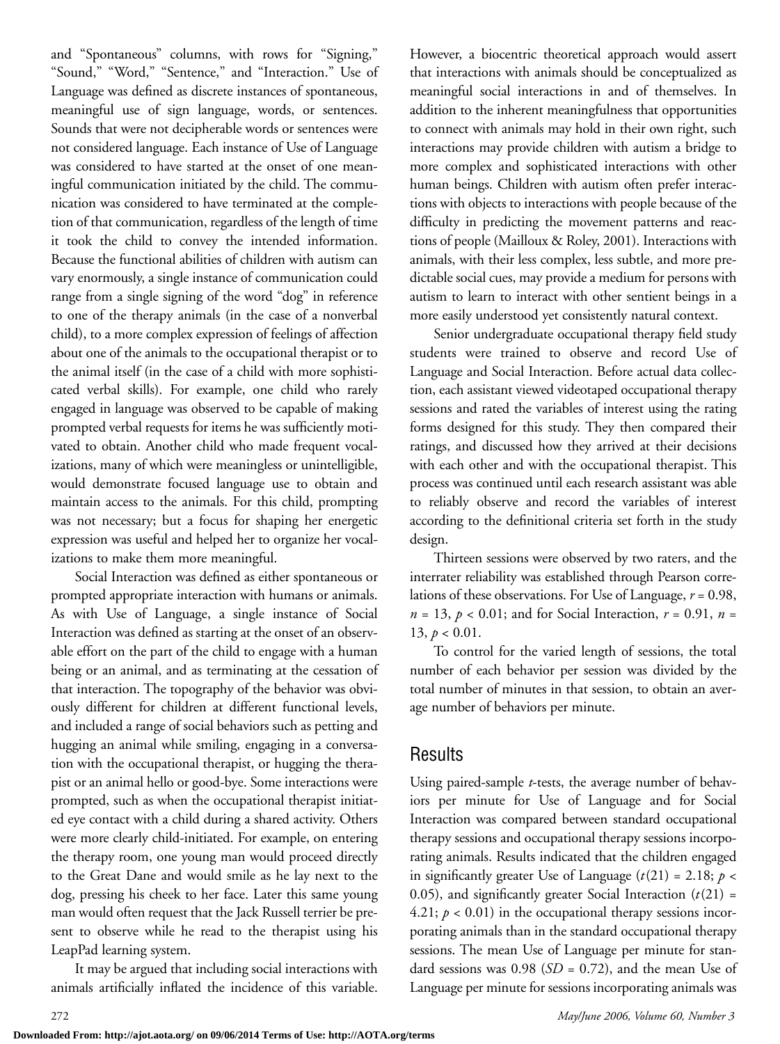and "Spontaneous" columns, with rows for "Signing," "Sound," "Word," "Sentence," and "Interaction." Use of Language was defined as discrete instances of spontaneous, meaningful use of sign language, words, or sentences. Sounds that were not decipherable words or sentences were not considered language. Each instance of Use of Language was considered to have started at the onset of one meaningful communication initiated by the child. The communication was considered to have terminated at the completion of that communication, regardless of the length of time it took the child to convey the intended information. Because the functional abilities of children with autism can vary enormously, a single instance of communication could range from a single signing of the word "dog" in reference to one of the therapy animals (in the case of a nonverbal child), to a more complex expression of feelings of affection about one of the animals to the occupational therapist or to the animal itself (in the case of a child with more sophisticated verbal skills). For example, one child who rarely engaged in language was observed to be capable of making prompted verbal requests for items he was sufficiently motivated to obtain. Another child who made frequent vocalizations, many of which were meaningless or unintelligible, would demonstrate focused language use to obtain and maintain access to the animals. For this child, prompting was not necessary; but a focus for shaping her energetic expression was useful and helped her to organize her vocalizations to make them more meaningful.

Social Interaction was defined as either spontaneous or prompted appropriate interaction with humans or animals. As with Use of Language, a single instance of Social Interaction was defined as starting at the onset of an observable effort on the part of the child to engage with a human being or an animal, and as terminating at the cessation of that interaction. The topography of the behavior was obviously different for children at different functional levels, and included a range of social behaviors such as petting and hugging an animal while smiling, engaging in a conversation with the occupational therapist, or hugging the therapist or an animal hello or good-bye. Some interactions were prompted, such as when the occupational therapist initiated eye contact with a child during a shared activity. Others were more clearly child-initiated. For example, on entering the therapy room, one young man would proceed directly to the Great Dane and would smile as he lay next to the dog, pressing his cheek to her face. Later this same young man would often request that the Jack Russell terrier be present to observe while he read to the therapist using his LeapPad learning system.

It may be argued that including social interactions with animals artificially inflated the incidence of this variable. However, a biocentric theoretical approach would assert that interactions with animals should be conceptualized as meaningful social interactions in and of themselves. In addition to the inherent meaningfulness that opportunities to connect with animals may hold in their own right, such interactions may provide children with autism a bridge to more complex and sophisticated interactions with other human beings. Children with autism often prefer interactions with objects to interactions with people because of the difficulty in predicting the movement patterns and reactions of people (Mailloux & Roley, 2001). Interactions with animals, with their less complex, less subtle, and more predictable social cues, may provide a medium for persons with autism to learn to interact with other sentient beings in a more easily understood yet consistently natural context.

Senior undergraduate occupational therapy field study students were trained to observe and record Use of Language and Social Interaction. Before actual data collection, each assistant viewed videotaped occupational therapy sessions and rated the variables of interest using the rating forms designed for this study. They then compared their ratings, and discussed how they arrived at their decisions with each other and with the occupational therapist. This process was continued until each research assistant was able to reliably observe and record the variables of interest according to the definitional criteria set forth in the study design.

Thirteen sessions were observed by two raters, and the interrater reliability was established through Pearson correlations of these observations. For Use of Language, $r = 0.98$, $n = 13$, $p < 0.01$; and for Social Interaction, $r = 0.91$, $n = 13$, $p < 0.01$.

To control for the varied length of sessions, the total number of each behavior per session was divided by the total number of minutes in that session, to obtain an average number of behaviors per minute.

## Results

Using paired-sample *t*-tests, the average number of behaviors per minute for Use of Language and for Social Interaction was compared between standard occupational therapy sessions and occupational therapy sessions incorporating animals. Results indicated that the children engaged in significantly greater Use of Language ($t(21) = 2.18$; $p < 0.05$), and significantly greater Social Interaction ($t(21) = 4.21$; $p < 0.01$) in the occupational therapy sessions incorporating animals than in the standard occupational therapy sessions. The mean Use of Language per minute for standard sessions was 0.98 ($SD = 0.72$), and the mean Use of Language per minute for sessions incorporating animals was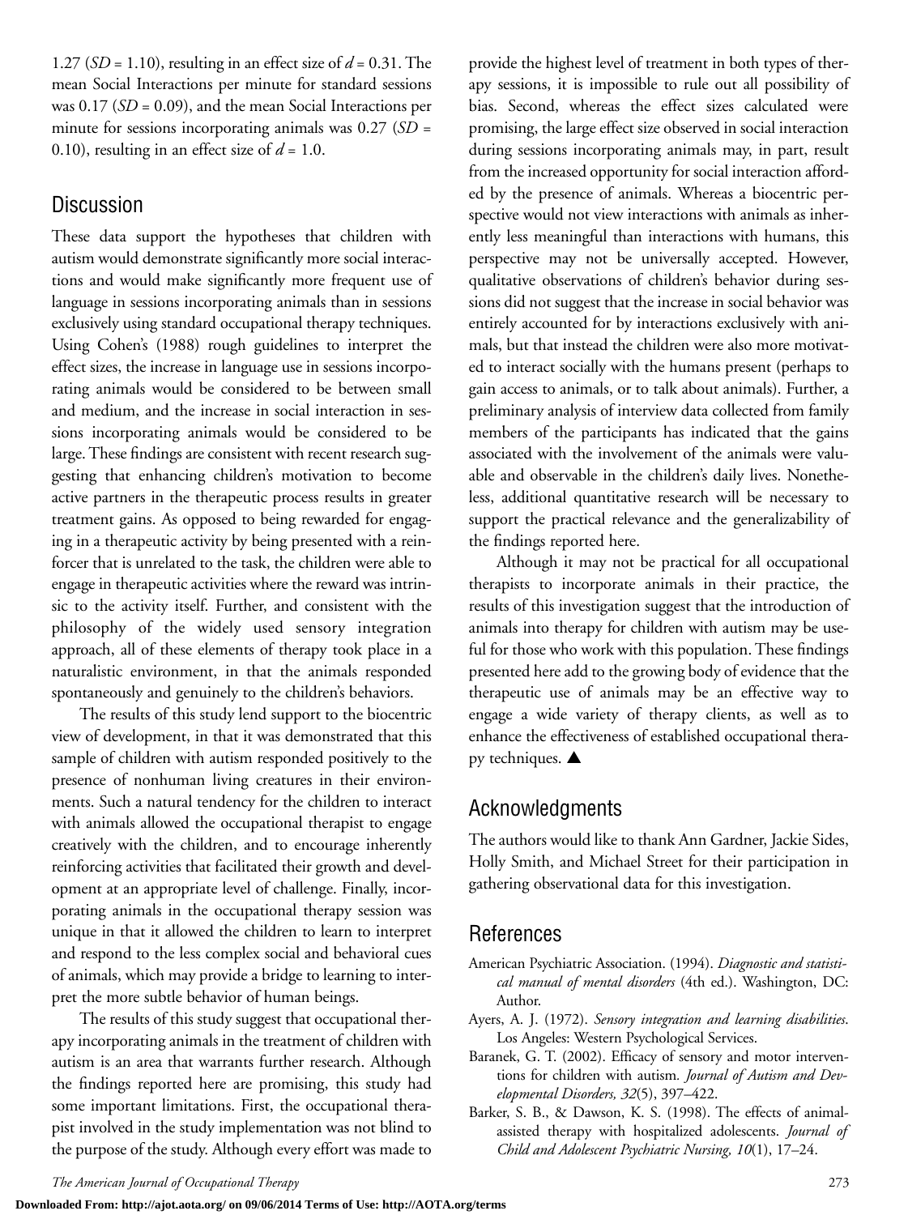1.27 ($SD$ = 1.10), resulting in an effect size of $d$ = 0.31. The mean Social Interactions per minute for standard sessions was 0.17 ($SD$ = 0.09), and the mean Social Interactions per minute for sessions incorporating animals was 0.27 ($SD$ = 0.10), resulting in an effect size of $d$ = 1.0.

## Discussion

These data support the hypotheses that children with autism would demonstrate significantly more social interactions and would make significantly more frequent use of language in sessions incorporating animals than in sessions exclusively using standard occupational therapy techniques. Using Cohen's (1988) rough guidelines to interpret the effect sizes, the increase in language use in sessions incorporating animals would be considered to be between small and medium, and the increase in social interaction in sessions incorporating animals would be considered to be large. These findings are consistent with recent research suggesting that enhancing children's motivation to become active partners in the therapeutic process results in greater treatment gains. As opposed to being rewarded for engaging in a therapeutic activity by being presented with a reinforcer that is unrelated to the task, the children were able to engage in therapeutic activities where the reward was intrinsic to the activity itself. Further, and consistent with the philosophy of the widely used sensory integration approach, all of these elements of therapy took place in a naturalistic environment, in that the animals responded spontaneously and genuinely to the children's behaviors.

The results of this study lend support to the biocentric view of development, in that it was demonstrated that this sample of children with autism responded positively to the presence of nonhuman living creatures in their environments. Such a natural tendency for the children to interact with animals allowed the occupational therapist to engage creatively with the children, and to encourage inherently reinforcing activities that facilitated their growth and development at an appropriate level of challenge. Finally, incorporating animals in the occupational therapy session was unique in that it allowed the children to learn to interpret and respond to the less complex social and behavioral cues of animals, which may provide a bridge to learning to interpret the more subtle behavior of human beings.

The results of this study suggest that occupational therapy incorporating animals in the treatment of children with autism is an area that warrants further research. Although the findings reported here are promising, this study had some important limitations. First, the occupational therapist involved in the study implementation was not blind to the purpose of the study. Although every effort was made to provide the highest level of treatment in both types of therapy sessions, it is impossible to rule out all possibility of bias. Second, whereas the effect sizes calculated were promising, the large effect size observed in social interaction during sessions incorporating animals may, in part, result from the increased opportunity for social interaction afforded by the presence of animals. Whereas a biocentric perspective would not view interactions with animals as inherently less meaningful than interactions with humans, this perspective may not be universally accepted. However, qualitative observations of children's behavior during sessions did not suggest that the increase in social behavior was entirely accounted for by interactions exclusively with animals, but that instead the children were also more motivated to interact socially with the humans present (perhaps to gain access to animals, or to talk about animals). Further, a preliminary analysis of interview data collected from family members of the participants has indicated that the gains associated with the involvement of the animals were valuable and observable in the children's daily lives. Nonetheless, additional quantitative research will be necessary to support the practical relevance and the generalizability of the findings reported here.

Although it may not be practical for all occupational therapists to incorporate animals in their practice, the results of this investigation suggest that the introduction of animals into therapy for children with autism may be useful for those who work with this population. These findings presented here add to the growing body of evidence that the therapeutic use of animals may be an effective way to engage a wide variety of therapy clients, as well as to enhance the effectiveness of established occupational therapy techniques. ▲

## Acknowledgments

The authors would like to thank Ann Gardner, Jackie Sides, Holly Smith, and Michael Street for their participation in gathering observational data for this investigation.

## References

American Psychiatric Association. (1994). *Diagnostic and statistical manual of mental disorders* (4th ed.). Washington, DC: Author.

Ayers, A. J. (1972). *Sensory integration and learning disabilities*. Los Angeles: Western Psychological Services.

Baranek, G. T. (2002). Efficacy of sensory and motor interventions for children with autism. *Journal of Autism and Developmental Disorders, 32*(5), 397–422.

Barker, S. B., & Dawson, K. S. (1998). The effects of animal-assisted therapy with hospitalized adolescents. *Journal of Child and Adolescent Psychiatric Nursing, 10*(1), 17–24.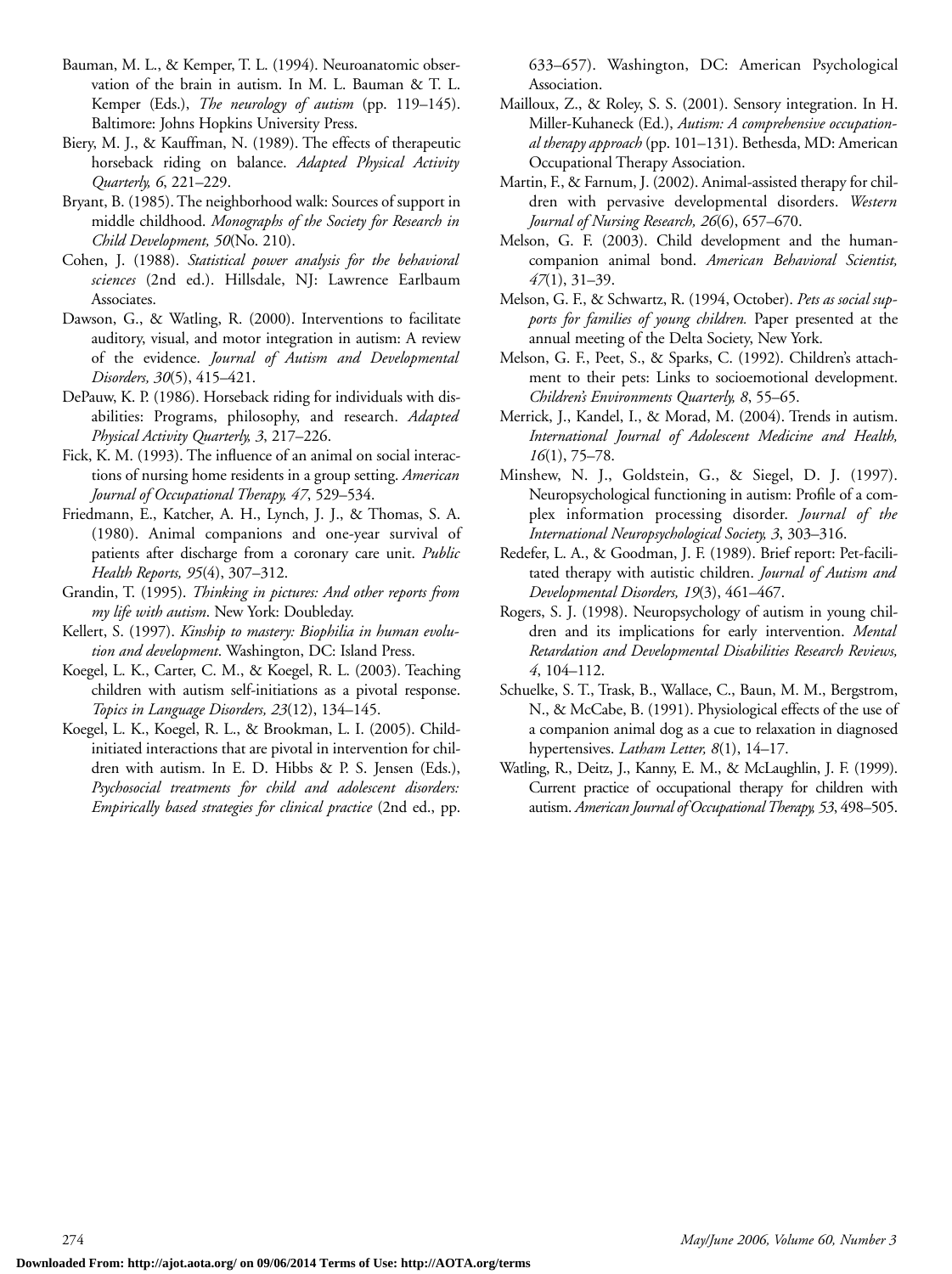Bauman, M. L., & Kemper, T. L. (1994). Neuroanatomic observation of the brain in autism. In M. L. Bauman & T. L. Kemper (Eds.), *The neurology of autism* (pp. 119–145). Baltimore: Johns Hopkins University Press.

Biery, M. J., & Kauffman, N. (1989). The effects of therapeutic horseback riding on balance. *Adapted Physical Activity Quarterly, 6*, 221–229.

Bryant, B. (1985). The neighborhood walk: Sources of support in middle childhood. *Monographs of the Society for Research in Child Development, 50*(No. 210).

Cohen, J. (1988). *Statistical power analysis for the behavioral sciences* (2nd ed.). Hillsdale, NJ: Lawrence Earlbaum Associates.

Dawson, G., & Watling, R. (2000). Interventions to facilitate auditory, visual, and motor integration in autism: A review of the evidence. *Journal of Autism and Developmental Disorders, 30*(5), 415–421.

DePauw, K. P. (1986). Horseback riding for individuals with disabilities: Programs, philosophy, and research. *Adapted Physical Activity Quarterly, 3*, 217–226.

Fick, K. M. (1993). The influence of an animal on social interactions of nursing home residents in a group setting. *American Journal of Occupational Therapy, 47*, 529–534.

Friedmann, E., Katcher, A. H., Lynch, J. J., & Thomas, S. A. (1980). Animal companions and one-year survival of patients after discharge from a coronary care unit. *Public Health Reports, 95*(4), 307–312.

Grandin, T. (1995). *Thinking in pictures: And other reports from my life with autism*. New York: Doubleday.

Kellert, S. (1997). *Kinship to mastery: Biophilia in human evolution and development*. Washington, DC: Island Press.

Koegel, L. K., Carter, C. M., & Koegel, R. L. (2003). Teaching children with autism self-initiations as a pivotal response. *Topics in Language Disorders, 23*(12), 134–145.

Koegel, L. K., Koegel, R. L., & Brookman, L. I. (2005). Child-initiated interactions that are pivotal in intervention for children with autism. In E. D. Hibbs & P. S. Jensen (Eds.), *Psychosocial treatments for child and adolescent disorders: Empirically based strategies for clinical practice* (2nd ed., pp. 633–657). Washington, DC: American Psychological Association.

Mailloux, Z., & Roley, S. S. (2001). Sensory integration. In H. Miller-Kuhaneck (Ed.), *Autism: A comprehensive occupational therapy approach* (pp. 101–131). Bethesda, MD: American Occupational Therapy Association.

Martin, F., & Farnum, J. (2002). Animal-assisted therapy for children with pervasive developmental disorders. *Western Journal of Nursing Research, 26*(6), 657–670.

Melson, G. F. (2003). Child development and the human-companion animal bond. *American Behavioral Scientist, 47*(1), 31–39.

Melson, G. F., & Schwartz, R. (1994, October). *Pets as social supports for families of young children.* Paper presented at the annual meeting of the Delta Society, New York.

Melson, G. F., Peet, S., & Sparks, C. (1992). Children's attachment to their pets: Links to socioemotional development. *Children's Environments Quarterly, 8*, 55–65.

Merrick, J., Kandel, I., & Morad, M. (2004). Trends in autism. *International Journal of Adolescent Medicine and Health, 16*(1), 75–78.

Minshew, N. J., Goldstein, G., & Siegel, D. J. (1997). Neuropsychological functioning in autism: Profile of a complex information processing disorder. *Journal of the International Neuropsychological Society, 3*, 303–316.

Redefer, L. A., & Goodman, J. F. (1989). Brief report: Pet-facilitated therapy with autistic children. *Journal of Autism and Developmental Disorders, 19*(3), 461–467.

Rogers, S. J. (1998). Neuropsychology of autism in young children and its implications for early intervention. *Mental Retardation and Developmental Disabilities Research Reviews, 4*, 104–112.

Schuelke, S. T., Trask, B., Wallace, C., Baun, M. M., Bergstrom, N., & McCabe, B. (1991). Physiological effects of the use of a companion animal dog as a cue to relaxation in diagnosed hypertensives. *Latham Letter, 8*(1), 14–17.

Watling, R., Deitz, J., Kanny, E. M., & McLaughlin, J. F. (1999). Current practice of occupational therapy for children with autism. *American Journal of Occupational Therapy, 53*, 498–505.